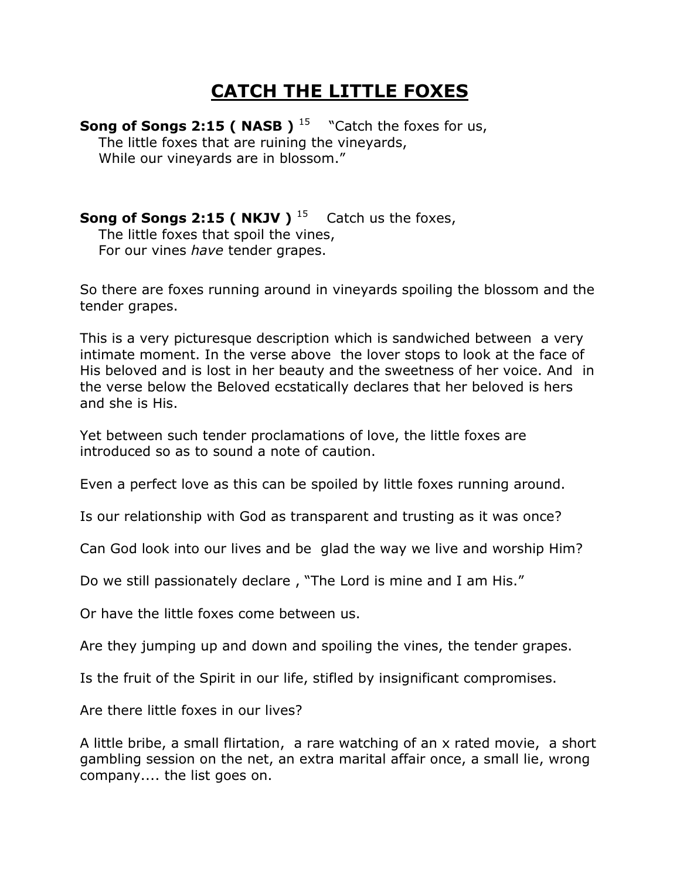# CATCH THE LITTLE FOXES

**Song of Songs 2:15 ( NASB )** [15] "Catch the foxes for us,
The little foxes that are ruining the vineyards,
While our vineyards are in blossom."

**Song of Songs 2:15 ( NKJV )** [15] Catch us the foxes,
The little foxes that spoil the vines,
For our vines *have* tender grapes.

So there are foxes running around in vineyards spoiling the blossom and the tender grapes.

This is a very picturesque description which is sandwiched between a very intimate moment. In the verse above the lover stops to look at the face of His beloved and is lost in her beauty and the sweetness of her voice. And in the verse below the Beloved ecstatically declares that her beloved is hers and she is His.

Yet between such tender proclamations of love, the little foxes are introduced so as to sound a note of caution.

Even a perfect love as this can be spoiled by little foxes running around.

Is our relationship with God as transparent and trusting as it was once?

Can God look into our lives and be glad the way we live and worship Him?

Do we still passionately declare , "The Lord is mine and I am His."

Or have the little foxes come between us.

Are they jumping up and down and spoiling the vines, the tender grapes.

Is the fruit of the Spirit in our life, stifled by insignificant compromises.

Are there little foxes in our lives?

A little bribe, a small flirtation, a rare watching of an x rated movie, a short gambling session on the net, an extra marital affair once, a small lie, wrong company.... the list goes on.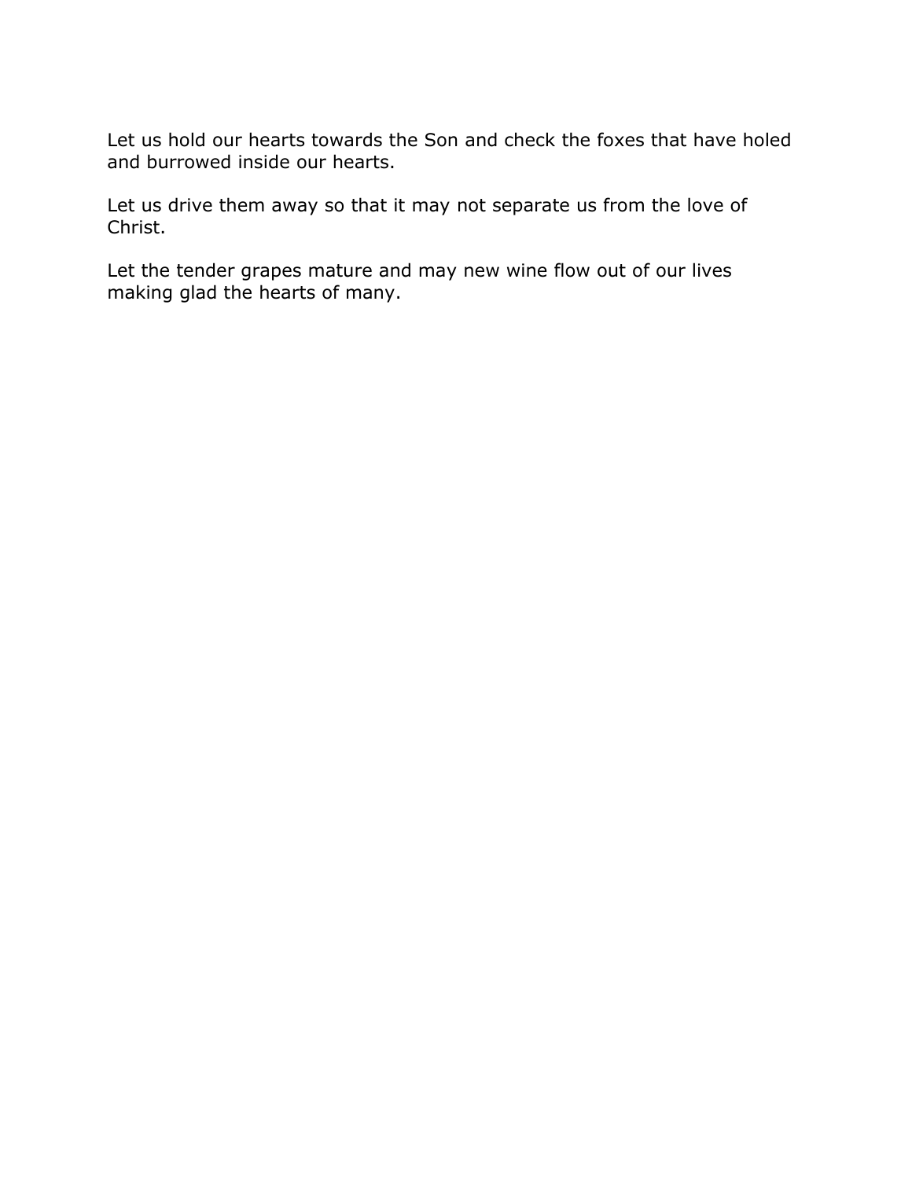Let us hold our hearts towards the Son and check the foxes that have holed and burrowed inside our hearts.

Let us drive them away so that it may not separate us from the love of Christ.

Let the tender grapes mature and may new wine flow out of our lives making glad the hearts of many.